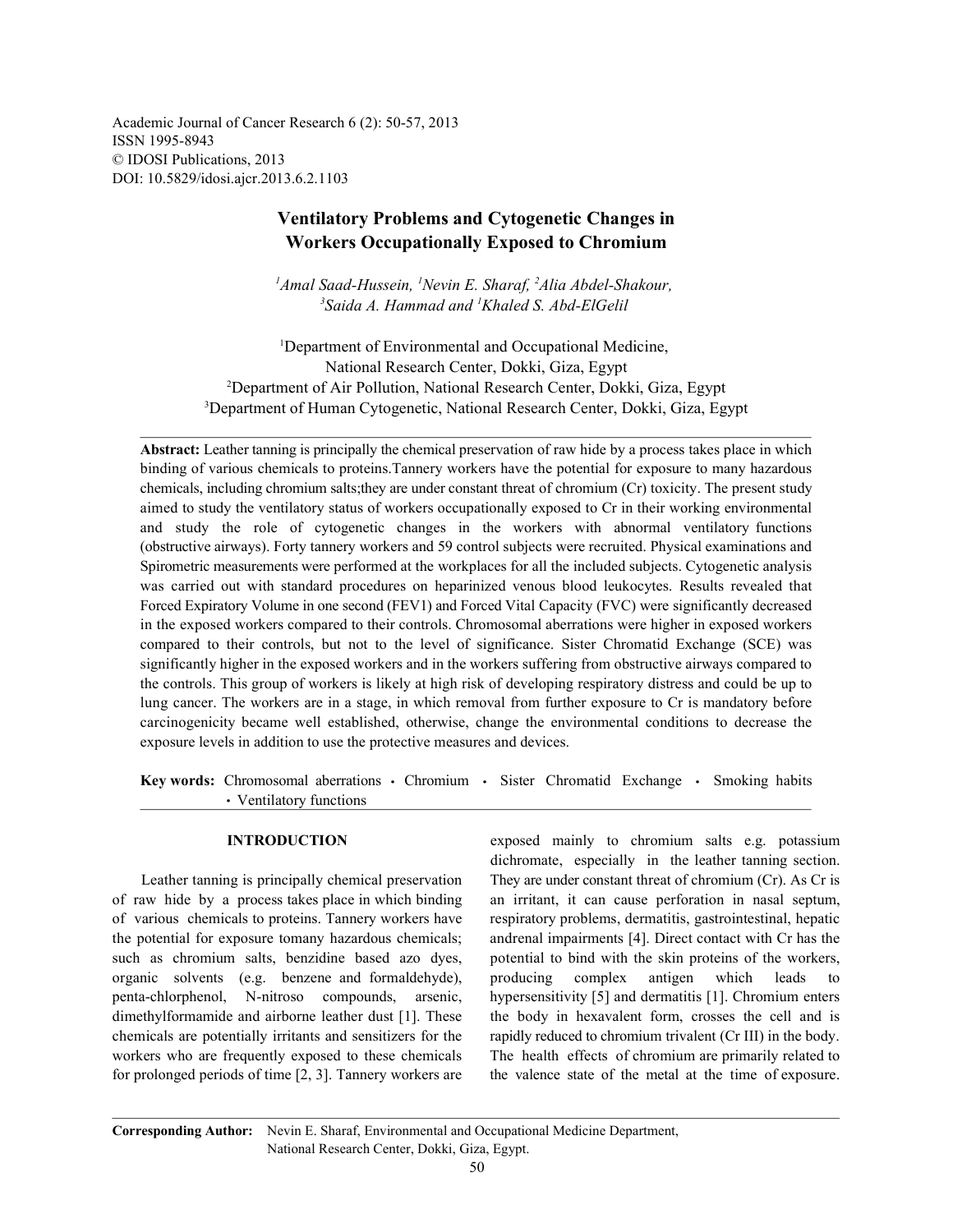Academic Journal of Cancer Research 6 (2): 50-57, 2013
ISSN 1995-8943
© IDOSI Publications, 2013
DOI: 10.5829/idosi.ajcr.2013.6.2.1103

# Ventilatory Problems and Cytogenetic Changes in Workers Occupationally Exposed to Chromium

*[1]Amal Saad-Hussein, [1]Nevin E. Sharaf, [2]Alia Abdel-Shakour, [3]Saida A. Hammad and [1]Khaled S. Abd-ElGelil*

[1]Department of Environmental and Occupational Medicine, National Research Center, Dokki, Giza, Egypt
[2]Department of Air Pollution, National Research Center, Dokki, Giza, Egypt
[3]Department of Human Cytogenetic, National Research Center, Dokki, Giza, Egypt

**Abstract:** Leather tanning is principally the chemical preservation of raw hide by a process takes place in which binding of various chemicals to proteins.Tannery workers have the potential for exposure to many hazardous chemicals, including chromium salts;they are under constant threat of chromium (Cr) toxicity. The present study aimed to study the ventilatory status of workers occupationally exposed to Cr in their working environmental and study the role of cytogenetic changes in the workers with abnormal ventilatory functions (obstructive airways). Forty tannery workers and 59 control subjects were recruited. Physical examinations and Spirometric measurements were performed at the workplaces for all the included subjects. Cytogenetic analysis was carried out with standard procedures on heparinized venous blood leukocytes. Results revealed that Forced Expiratory Volume in one second (FEV1) and Forced Vital Capacity (FVC) were significantly decreased in the exposed workers compared to their controls. Chromosomal aberrations were higher in exposed workers compared to their controls, but not to the level of significance. Sister Chromatid Exchange (SCE) was significantly higher in the exposed workers and in the workers suffering from obstructive airways compared to the controls. This group of workers is likely at high risk of developing respiratory distress and could be up to lung cancer. The workers are in a stage, in which removal from further exposure to Cr is mandatory before carcinogenicity became well established, otherwise, change the environmental conditions to decrease the exposure levels in addition to use the protective measures and devices.

**Key words:** Chromosomal aberrations • Chromium • Sister Chromatid Exchange • Smoking habits • Ventilatory functions

## INTRODUCTION

Leather tanning is principally chemical preservation of raw hide by a process takes place in which binding of various chemicals to proteins. Tannery workers have the potential for exposure tomany hazardous chemicals; such as chromium salts, benzidine based azo dyes, organic solvents (e.g. benzene and formaldehyde), penta-chlorphenol, N-nitroso compounds, arsenic, dimethylformamide and airborne leather dust [1]. These chemicals are potentially irritants and sensitizers for the workers who are frequently exposed to these chemicals for prolonged periods of time [2, 3]. Tannery workers are exposed mainly to chromium salts e.g. potassium dichromate, especially in the leather tanning section. They are under constant threat of chromium (Cr). As Cr is an irritant, it can cause perforation in nasal septum, respiratory problems, dermatitis, gastrointestinal, hepatic andrenal impairments [4]. Direct contact with Cr has the potential to bind with the skin proteins of the workers, producing complex antigen which leads to hypersensitivity [5] and dermatitis [1]. Chromium enters the body in hexavalent form, crosses the cell and is rapidly reduced to chromium trivalent (Cr III) in the body. The health effects of chromium are primarily related to the valence state of the metal at the time of exposure.

**Corresponding Author:** Nevin E. Sharaf, Environmental and Occupational Medicine Department, National Research Center, Dokki, Giza, Egypt.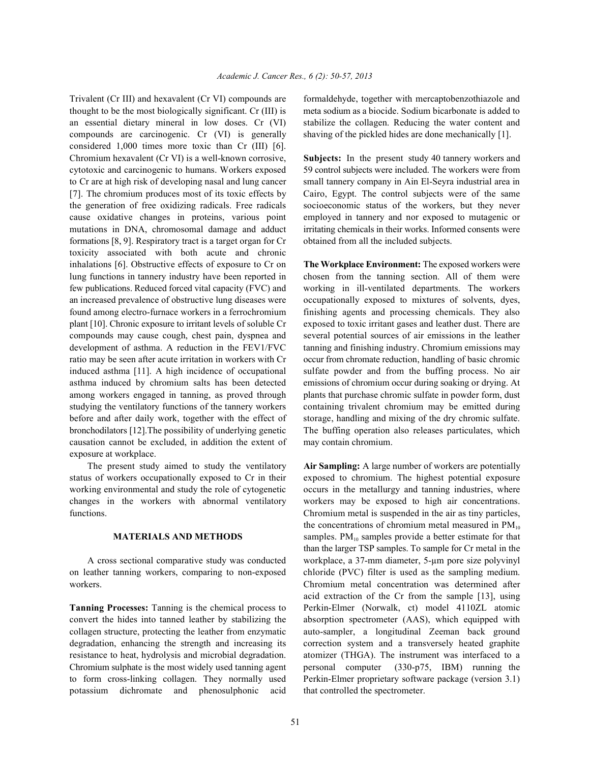Trivalent (Cr III) and hexavalent (Cr VI) compounds are thought to be the most biologically significant. Cr (III) is an essential dietary mineral in low doses. Cr (VI) compounds are carcinogenic. Cr (VI) is generally considered 1,000 times more toxic than Cr (III) [6]. Chromium hexavalent (Cr VI) is a well-known corrosive, cytotoxic and carcinogenic to humans. Workers exposed to Cr are at high risk of developing nasal and lung cancer [7]. The chromium produces most of its toxic effects by the generation of free oxidizing radicals. Free radicals cause oxidative changes in proteins, various point mutations in DNA, chromosomal damage and adduct formations [8, 9]. Respiratory tract is a target organ for Cr toxicity associated with both acute and chronic inhalations [6]. Obstructive effects of exposure to Cr on lung functions in tannery industry have been reported in few publications. Reduced forced vital capacity (FVC) and an increased prevalence of obstructive lung diseases were found among electro-furnace workers in a ferrochromium plant [10]. Chronic exposure to irritant levels of soluble Cr compounds may cause cough, chest pain, dyspnea and development of asthma. A reduction in the FEV1/FVC ratio may be seen after acute irritation in workers with Cr induced asthma [11]. A high incidence of occupational asthma induced by chromium salts has been detected among workers engaged in tanning, as proved through studying the ventilatory functions of the tannery workers before and after daily work, together with the effect of bronchodilators [12].The possibility of underlying genetic causation cannot be excluded, in addition the extent of exposure at workplace.

The present study aimed to study the ventilatory status of workers occupationally exposed to Cr in their working environmental and study the role of cytogenetic changes in the workers with abnormal ventilatory functions.

## MATERIALS AND METHODS

A cross sectional comparative study was conducted on leather tanning workers, comparing to non-exposed workers.

**Tanning Processes:** Tanning is the chemical process to convert the hides into tanned leather by stabilizing the collagen structure, protecting the leather from enzymatic degradation, enhancing the strength and increasing its resistance to heat, hydrolysis and microbial degradation. Chromium sulphate is the most widely used tanning agent to form cross-linking collagen. They normally used potassium dichromate and phenosulphonic acid formaldehyde, together with mercaptobenzothiazole and meta sodium as a biocide. Sodium bicarbonate is added to stabilize the collagen. Reducing the water content and shaving of the pickled hides are done mechanically [1].

**Subjects:** In the present study 40 tannery workers and 59 control subjects were included. The workers were from small tannery company in Ain El-Seyra industrial area in Cairo, Egypt. The control subjects were of the same socioeconomic status of the workers, but they never employed in tannery and nor exposed to mutagenic or irritating chemicals in their works. Informed consents were obtained from all the included subjects.

**The Workplace Environment:** The exposed workers were chosen from the tanning section. All of them were working in ill-ventilated departments. The workers occupationally exposed to mixtures of solvents, dyes, finishing agents and processing chemicals. They also exposed to toxic irritant gases and leather dust. There are several potential sources of air emissions in the leather tanning and finishing industry. Chromium emissions may occur from chromate reduction, handling of basic chromic sulfate powder and from the buffing process. No air emissions of chromium occur during soaking or drying. At plants that purchase chromic sulfate in powder form, dust containing trivalent chromium may be emitted during storage, handling and mixing of the dry chromic sulfate. The buffing operation also releases particulates, which may contain chromium.

**Air Sampling:** A large number of workers are potentially exposed to chromium. The highest potential exposure occurs in the metallurgy and tanning industries, where workers may be exposed to high air concentrations. Chromium metal is suspended in the air as tiny particles, the concentrations of chromium metal measured in $PM_{10}$ samples. $PM_{10}$ samples provide a better estimate for that than the larger TSP samples. To sample for Cr metal in the workplace, a 37-mm diameter, 5-μm pore size polyvinyl chloride (PVC) filter is used as the sampling medium. Chromium metal concentration was determined after acid extraction of the Cr from the sample [13], using Perkin-Elmer (Norwalk, ct) model 4110ZL atomic absorption spectrometer (AAS), which equipped with auto-sampler, a longitudinal Zeeman back ground correction system and a transversely heated graphite atomizer (THGA). The instrument was interfaced to a personal computer (330-p75, IBM) running the Perkin-Elmer proprietary software package (version 3.1) that controlled the spectrometer.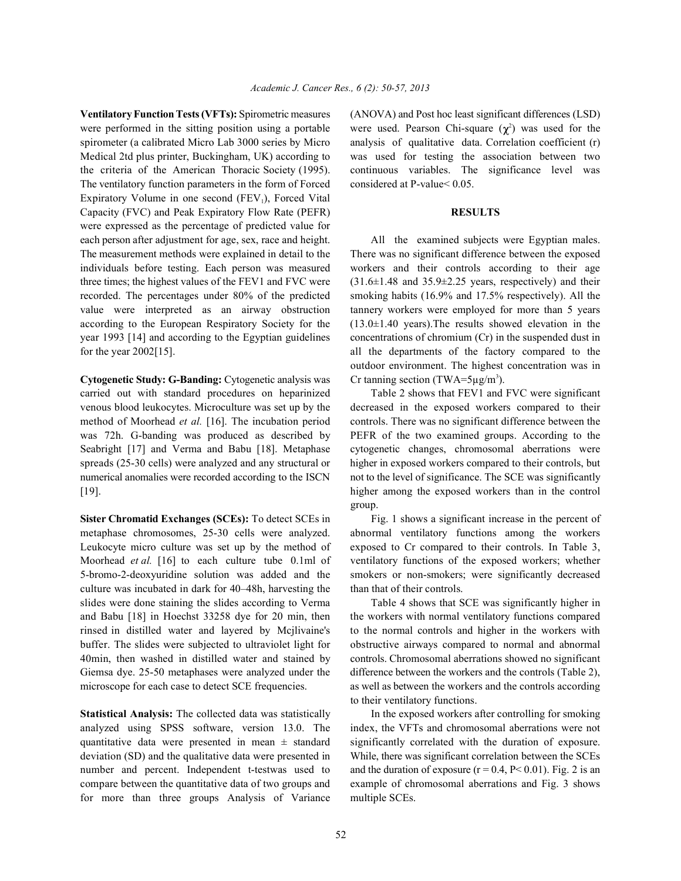**Ventilatory Function Tests (VFTs):** Spirometric measures were performed in the sitting position using a portable spirometer (a calibrated Micro Lab 3000 series by Micro Medical 2td plus printer, Buckingham, UK) according to the criteria of the American Thoracic Society (1995). The ventilatory function parameters in the form of Forced Expiratory Volume in one second ($FEV_1$), Forced Vital Capacity (FVC) and Peak Expiratory Flow Rate (PEFR) were expressed as the percentage of predicted value for each person after adjustment for age, sex, race and height. The measurement methods were explained in detail to the individuals before testing. Each person was measured three times; the highest values of the FEV1 and FVC were recorded. The percentages under 80% of the predicted value were interpreted as an airway obstruction according to the European Respiratory Society for the year 1993 [14] and according to the Egyptian guidelines for the year 2002[15].

**Cytogenetic Study: G-Banding:** Cytogenetic analysis was carried out with standard procedures on heparinized venous blood leukocytes. Microculture was set up by the method of Moorhead *et al.* [16]. The incubation period was 72h. G-banding was produced as described by Seabright [17] and Verma and Babu [18]. Metaphase spreads (25-30 cells) were analyzed and any structural or numerical anomalies were recorded according to the ISCN [19].

**Sister Chromatid Exchanges (SCEs):** To detect SCEs in metaphase chromosomes, 25-30 cells were analyzed. Leukocyte micro culture was set up by the method of Moorhead *et al.* [16] to each culture tube 0.1ml of 5-bromo-2-deoxyuridine solution was added and the culture was incubated in dark for 40–48h, harvesting the slides were done staining the slides according to Verma and Babu [18] in Hoechst 33258 dye for 20 min, then rinsed in distilled water and layered by Mcjlivaine's buffer. The slides were subjected to ultraviolet light for 40min, then washed in distilled water and stained by Giemsa dye. 25-50 metaphases were analyzed under the microscope for each case to detect SCE frequencies.

**Statistical Analysis:** The collected data was statistically analyzed using SPSS software, version 13.0. The quantitative data were presented in mean ± standard deviation (SD) and the qualitative data were presented in number and percent. Independent t-testwas used to compare between the quantitative data of two groups and for more than three groups Analysis of Variance (ANOVA) and Post hoc least significant differences (LSD) were used. Pearson Chi-square ($\chi^2$) was used for the analysis of qualitative data. Correlation coefficient (r) was used for testing the association between two continuous variables. The significance level was considered at P-value< 0.05.

## RESULTS

All the examined subjects were Egyptian males. There was no significant difference between the exposed workers and their controls according to their age (31.6±1.48 and 35.9±2.25 years, respectively) and their smoking habits (16.9% and 17.5% respectively). All the tannery workers were employed for more than 5 years (13.0±1.40 years).The results showed elevation in the concentrations of chromium (Cr) in the suspended dust in all the departments of the factory compared to the outdoor environment. The highest concentration was in Cr tanning section (TWA=5μg/$m^3$).

Table 2 shows that FEV1 and FVC were significant decreased in the exposed workers compared to their controls. There was no significant difference between the PEFR of the two examined groups. According to the cytogenetic changes, chromosomal aberrations were higher in exposed workers compared to their controls, but not to the level of significance. The SCE was significantly higher among the exposed workers than in the control group.

Fig. 1 shows a significant increase in the percent of abnormal ventilatory functions among the workers exposed to Cr compared to their controls. In Table 3, ventilatory functions of the exposed workers; whether smokers or non-smokers; were significantly decreased than that of their controls.

Table 4 shows that SCE was significantly higher in the workers with normal ventilatory functions compared to the normal controls and higher in the workers with obstructive airways compared to normal and abnormal controls. Chromosomal aberrations showed no significant difference between the workers and the controls (Table 2), as well as between the workers and the controls according to their ventilatory functions.

In the exposed workers after controlling for smoking index, the VFTs and chromosomal aberrations were not significantly correlated with the duration of exposure. While, there was significant correlation between the SCEs and the duration of exposure ($r = 0.4$, $P< 0.01$). Fig. 2 is an example of chromosomal aberrations and Fig. 3 shows multiple SCEs.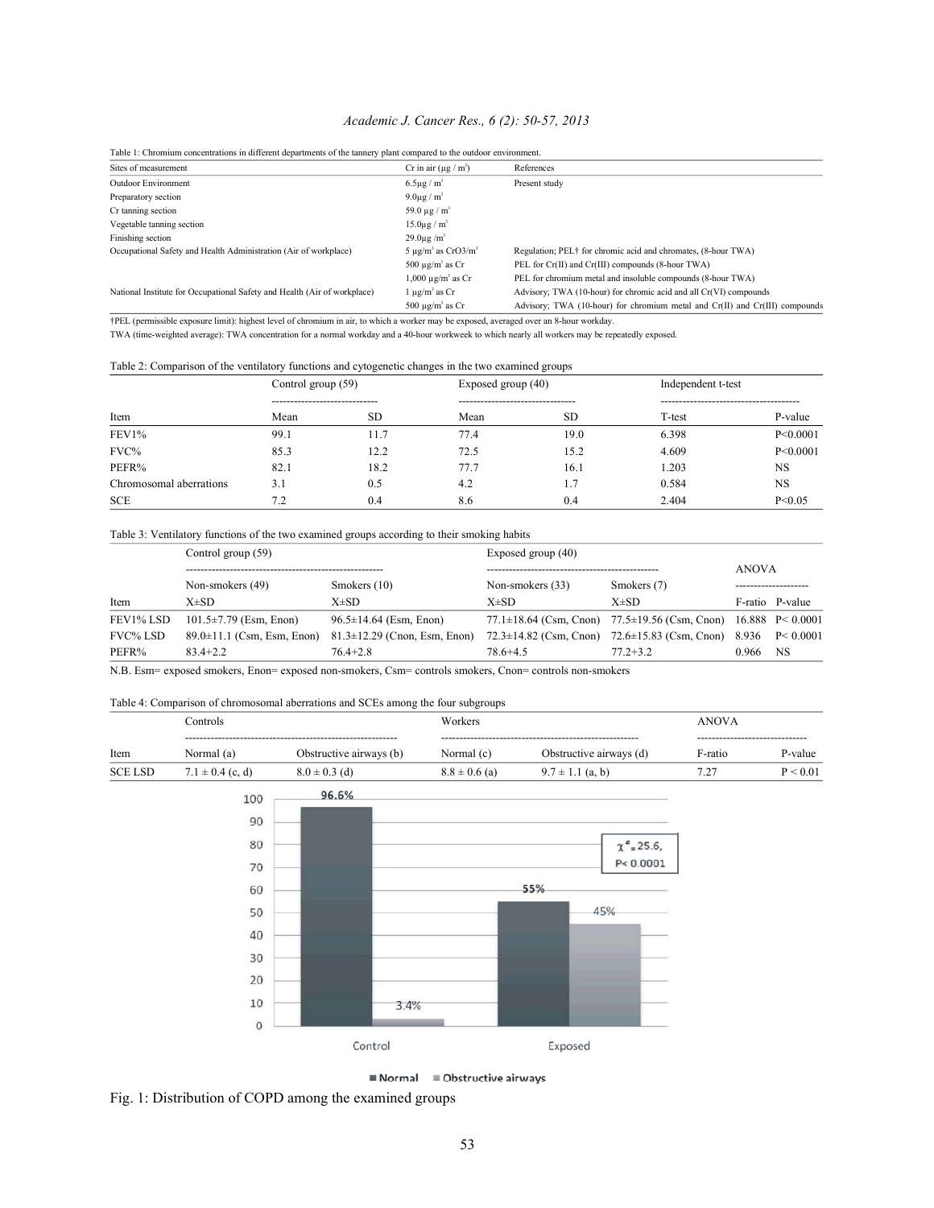Table 1: Chromium concentrations in different departments of the tannery plant compared to the outdoor environment.

| Sites of measurement | Cr in air (μg / m$^3$) | References |
|---|---|---|
| Outdoor Environment | 6.5μg / m$^3$ | Present study |
| Preparatory section | 9.0μg / m$^3$ | |
| Cr tanning section | 59.0 μg / m$^3$ | |
| Vegetable tanning section | 15.0μg / m$^3$ | |
| Finishing section | 29.0μg /m$^3$ | |
| Occupational Safety and Health Administration (Air of workplace) | 5 μg/m$^3$ as $CrO_3$/m$^3$ | Regulation; PEL† for chromic acid and chromates, (8-hour TWA) |
| | 500 μg/m$^3$ as Cr | PEL for Cr(II) and Cr(III) compounds (8-hour TWA) |
| | 1,000 μg/m$^3$ as Cr | PEL for chromium metal and insoluble compounds (8-hour TWA) |
| National Institute for Occupational Safety and Health (Air of workplace) | 1 μg/m$^3$ as Cr | Advisory; TWA (10-hour) for chromic acid and all Cr(VI) compounds |
| | 500 μg/m$^3$ as Cr | Advisory; TWA (10-hour) for chromium metal and Cr(II) and Cr(III) compounds |

†PEL (permissible exposure limit): highest level of chromium in air, to which a worker may be exposed, averaged over an 8-hour workday.

TWA (time-weighted average): TWA concentration for a normal workday and a 40-hour workweek to which nearly all workers may be repeatedly exposed.

Table 2: Comparison of the ventilatory functions and cytogenetic changes in the two examined groups

| | Control group (59) | | Exposed group (40) | | Independent t-test | |
|---|---|---|---|---|---|---|
| Item | Mean | SD | Mean | SD | T-test | P-value |
| FEV1% | 99.1 | 11.7 | 77.4 | 19.0 | 6.398 | P<0.0001 |
| FVC% | 85.3 | 12.2 | 72.5 | 15.2 | 4.609 | P<0.0001 |
| PEFR% | 82.1 | 18.2 | 77.7 | 16.1 | 1.203 | NS |
| Chromosomal aberrations | 3.1 | 0.5 | 4.2 | 1.7 | 0.584 | NS |
| SCE | 7.2 | 0.4 | 8.6 | 0.4 | 2.404 | P<0.05 |

Table 3: Ventilatory functions of the two examined groups according to their smoking habits

| | Control group (59) | | Exposed group (40) | | ANOVA | |
|---|---|---|---|---|---|---|
| | Non-smokers (49) | Smokers (10) | Non-smokers (33) | Smokers (7) | | |
| Item | X±SD | X±SD | X±SD | X±SD | F-ratio | P-value |
| FEV1% LSD | 101.5±7.79 (Esm, Enon) | 96.5±14.64 (Esm, Enon) | 77.1±18.64 (Csm, Cnon) | 77.5±19.56 (Csm, Cnon) | 16.888 | P< 0.0001 |
| FVC% LSD | 89.0±11.1 (Csm, Esm, Enon) | 81.3±12.29 (Cnon, Esm, Enon) | 72.3±14.82 (Csm, Cnon) | 72.6±15.83 (Csm, Cnon) | 8.936 | P< 0.0001 |
| PEFR% | 83.4+2.2 | 76.4+2.8 | 78.6+4.5 | 77.2+3.2 | 0.966 | NS |

N.B. Esm= exposed smokers, Enon= exposed non-smokers, Csm= controls smokers, Cnon= controls non-smokers

Table 4: Comparison of chromosomal aberrations and SCEs among the four subgroups

| | Controls | | Workers | | ANOVA | |
|---|---|---|---|---|---|---|
| Item | Normal (a) | Obstructive airways (b) | Normal (c) | Obstructive airways (d) | F-ratio | P-value |
| SCE LSD | 7.1 ± 0.4 (c, d) | 8.0 ± 0.3 (d) | 8.8 ± 0.6 (a) | 9.7 ± 1.1 (a, b) | 7.27 | P < 0.01 |

Fig. 1: Distribution of COPD among the examined groups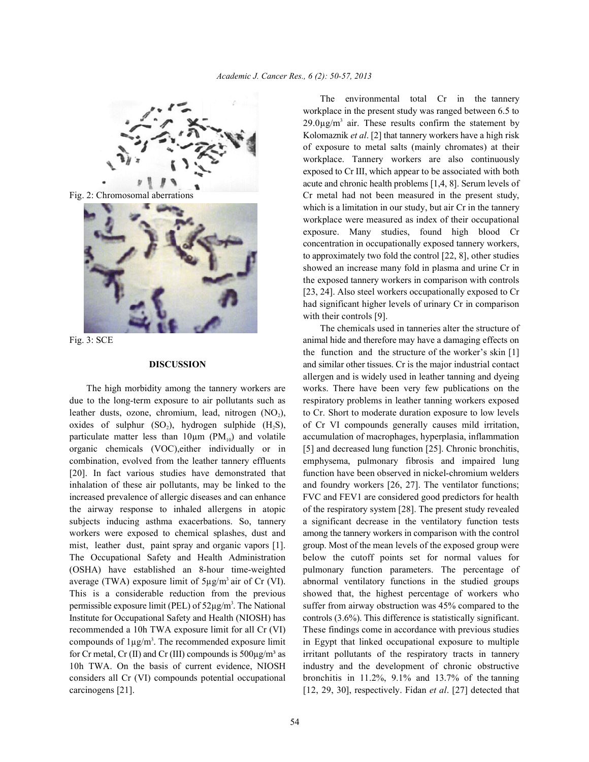Fig. 2: Chromosomal aberrations

Fig. 3: SCE

## DISCUSSION

The high morbidity among the tannery workers are due to the long-term exposure to air pollutants such as leather dusts, ozone, chromium, lead, nitrogen ($NO_2$), oxides of sulphur ($SO_2$), hydrogen sulphide ($H_2S$), particulate matter less than 10µm ($PM_{10}$) and volatile organic chemicals (VOC),either individually or in combination, evolved from the leather tannery effluents [20]. In fact various studies have demonstrated that inhalation of these air pollutants, may be linked to the increased prevalence of allergic diseases and can enhance the airway response to inhaled allergens in atopic subjects inducing asthma exacerbations. So, tannery workers were exposed to chemical splashes, dust and mist, leather dust, paint spray and organic vapors [1]. The Occupational Safety and Health Administration (OSHA) have established an 8-hour time-weighted average (TWA) exposure limit of 5µg/m$^3$ air of Cr (VI). This is a considerable reduction from the previous permissible exposure limit (PEL) of 52µg/m$^3$. The National Institute for Occupational Safety and Health (NIOSH) has recommended a 10h TWA exposure limit for all Cr (VI) compounds of 1µg/m$^3$. The recommended exposure limit for Cr metal, Cr (II) and Cr (III) compounds is 500µg/m³ as 10h TWA. On the basis of current evidence, NIOSH considers all Cr (VI) compounds potential occupational carcinogens [21].

The environmental total Cr in the tannery workplace in the present study was ranged between 6.5 to 29.0µg/m$^3$ air. These results confirm the statement by Kolomaznik *et al*. [2] that tannery workers have a high risk of exposure to metal salts (mainly chromates) at their workplace. Tannery workers are also continuously exposed to Cr III, which appear to be associated with both acute and chronic health problems [1,4, 8]. Serum levels of Cr metal had not been measured in the present study, which is a limitation in our study, but air Cr in the tannery workplace were measured as index of their occupational exposure. Many studies, found high blood Cr concentration in occupationally exposed tannery workers, to approximately two fold the control [22, 8], other studies showed an increase many fold in plasma and urine Cr in the exposed tannery workers in comparison with controls [23, 24]. Also steel workers occupationally exposed to Cr had significant higher levels of urinary Cr in comparison with their controls [9].

The chemicals used in tanneries alter the structure of animal hide and therefore may have a damaging effects on the function and the structure of the worker's skin [1] and similar other tissues. Cr is the major industrial contact allergen and is widely used in leather tanning and dyeing works. There have been very few publications on the respiratory problems in leather tanning workers exposed to Cr. Short to moderate duration exposure to low levels of Cr VI compounds generally causes mild irritation, accumulation of macrophages, hyperplasia, inflammation [5] and decreased lung function [25]. Chronic bronchitis, emphysema, pulmonary fibrosis and impaired lung function have been observed in nickel-chromium welders and foundry workers [26, 27]. The ventilator functions; FVC and FEV1 are considered good predictors for health of the respiratory system [28]. The present study revealed a significant decrease in the ventilatory function tests among the tannery workers in comparison with the control group. Most of the mean levels of the exposed group were below the cutoff points set for normal values for pulmonary function parameters. The percentage of abnormal ventilatory functions in the studied groups showed that, the highest percentage of workers who suffer from airway obstruction was 45% compared to the controls (3.6%). This difference is statistically significant. These findings come in accordance with previous studies in Egypt that linked occupational exposure to multiple irritant pollutants of the respiratory tracts in tannery industry and the development of chronic obstructive bronchitis in 11.2%, 9.1% and 13.7% of the tanning [12, 29, 30], respectively. Fidan *et al*. [27] detected that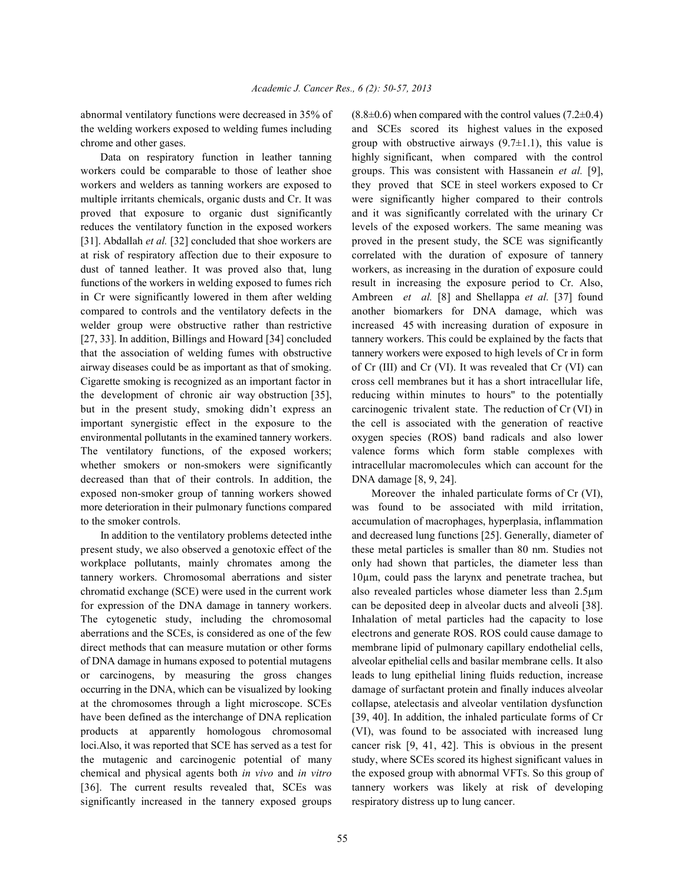abnormal ventilatory functions were decreased in 35% of the welding workers exposed to welding fumes including chrome and other gases.

Data on respiratory function in leather tanning workers could be comparable to those of leather shoe workers and welders as tanning workers are exposed to multiple irritants chemicals, organic dusts and Cr. It was proved that exposure to organic dust significantly reduces the ventilatory function in the exposed workers [31]. Abdallah *et al.* [32] concluded that shoe workers are at risk of respiratory affection due to their exposure to dust of tanned leather. It was proved also that, lung functions of the workers in welding exposed to fumes rich in Cr were significantly lowered in them after welding compared to controls and the ventilatory defects in the welder group were obstructive rather than restrictive [27, 33]. In addition, Billings and Howard [34] concluded that the association of welding fumes with obstructive airway diseases could be as important as that of smoking. Cigarette smoking is recognized as an important factor in the development of chronic air way obstruction [35], but in the present study, smoking didn't express an important synergistic effect in the exposure to the environmental pollutants in the examined tannery workers. The ventilatory functions, of the exposed workers; whether smokers or non-smokers were significantly decreased than that of their controls. In addition, the exposed non-smoker group of tanning workers showed more deterioration in their pulmonary functions compared to the smoker controls.

In addition to the ventilatory problems detected inthe present study, we also observed a genotoxic effect of the workplace pollutants, mainly chromates among the tannery workers. Chromosomal aberrations and sister chromatid exchange (SCE) were used in the current work for expression of the DNA damage in tannery workers. The cytogenetic study, including the chromosomal aberrations and the SCEs, is considered as one of the few direct methods that can measure mutation or other forms of DNA damage in humans exposed to potential mutagens or carcinogens, by measuring the gross changes occurring in the DNA, which can be visualized by looking at the chromosomes through a light microscope. SCEs have been defined as the interchange of DNA replication products at apparently homologous chromosomal loci.Also, it was reported that SCE has served as a test for the mutagenic and carcinogenic potential of many chemical and physical agents both *in vivo* and *in vitro* [36]. The current results revealed that, SCEs was significantly increased in the tannery exposed groups ($8.8\pm0.6$) when compared with the control values ($7.2\pm0.4$) and SCEs scored its highest values in the exposed group with obstructive airways ($9.7\pm1.1$), this value is highly significant, when compared with the control groups. This was consistent with Hassanein *et al.* [9], they proved that SCE in steel workers exposed to Cr were significantly higher compared to their controls and it was significantly correlated with the urinary Cr levels of the exposed workers. The same meaning was proved in the present study, the SCE was significantly correlated with the duration of exposure of tannery workers, as increasing in the duration of exposure could result in increasing the exposure period to Cr. Also, Ambreen *et al.* [8] and Shellappa *et al.* [37] found another biomarkers for DNA damage, which was increased 45 with increasing duration of exposure in tannery workers. This could be explained by the facts that tannery workers were exposed to high levels of Cr in form of Cr (III) and Cr (VI). It was revealed that Cr (VI) can cross cell membranes but it has a short intracellular life, reducing within minutes to hours" to the potentially carcinogenic trivalent state. The reduction of Cr (VI) in the cell is associated with the generation of reactive oxygen species (ROS) band radicals and also lower valence forms which form stable complexes with intracellular macromolecules which can account for the DNA damage [8, 9, 24].

Moreover the inhaled particulate forms of Cr (VI), was found to be associated with mild irritation, accumulation of macrophages, hyperplasia, inflammation and decreased lung functions [25]. Generally, diameter of these metal particles is smaller than 80 nm. Studies not only had shown that particles, the diameter less than 10μm, could pass the larynx and penetrate trachea, but also revealed particles whose diameter less than 2.5μm can be deposited deep in alveolar ducts and alveoli [38]. Inhalation of metal particles had the capacity to lose electrons and generate ROS. ROS could cause damage to membrane lipid of pulmonary capillary endothelial cells, alveolar epithelial cells and basilar membrane cells. It also leads to lung epithelial lining fluids reduction, increase damage of surfactant protein and finally induces alveolar collapse, atelectasis and alveolar ventilation dysfunction [39, 40]. In addition, the inhaled particulate forms of Cr (VI), was found to be associated with increased lung cancer risk [9, 41, 42]. This is obvious in the present study, where SCEs scored its highest significant values in the exposed group with abnormal VFTs. So this group of tannery workers was likely at risk of developing respiratory distress up to lung cancer.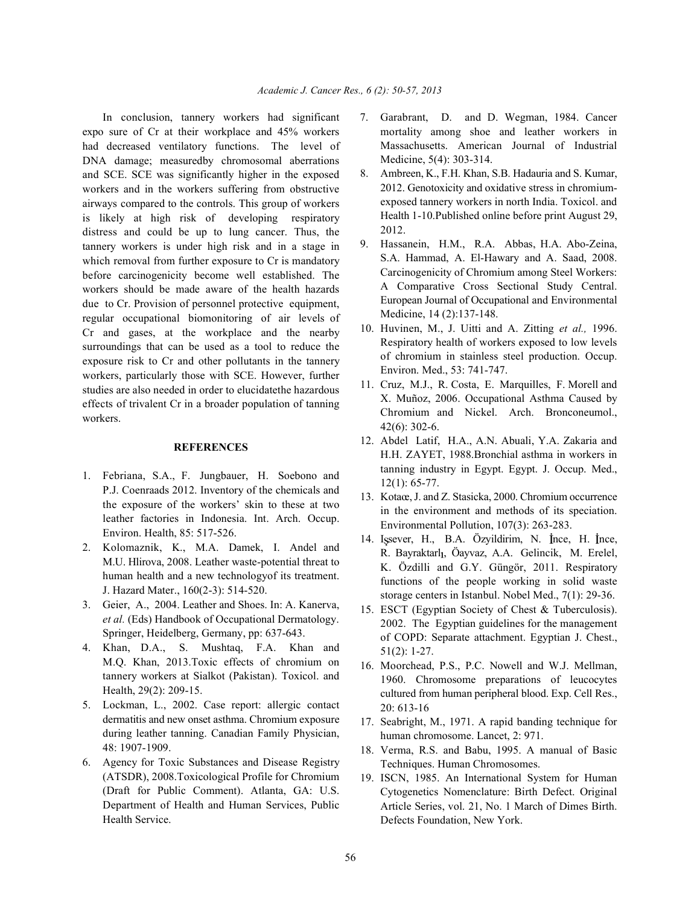In conclusion, tannery workers had significant expo sure of Cr at their workplace and 45% workers had decreased ventilatory functions. The level of DNA damage; measuredby chromosomal aberrations and SCE. SCE was significantly higher in the exposed workers and in the workers suffering from obstructive airways compared to the controls. This group of workers is likely at high risk of developing respiratory distress and could be up to lung cancer. Thus, the tannery workers is under high risk and in a stage in which removal from further exposure to Cr is mandatory before carcinogenicity become well established. The workers should be made aware of the health hazards due to Cr. Provision of personnel protective equipment, regular occupational biomonitoring of air levels of Cr and gases, at the workplace and the nearby surroundings that can be used as a tool to reduce the exposure risk to Cr and other pollutants in the tannery workers, particularly those with SCE. However, further studies are also needed in order to elucidatethe hazardous effects of trivalent Cr in a broader population of tanning workers.

## REFERENCES

1. Febriana, S.A., F. Jungbauer, H. Soebono and P.J. Coenraads 2012. Inventory of the chemicals and the exposure of the workers' skin to these at two leather factories in Indonesia. Int. Arch. Occup. Environ. Health, 85: 517-526.
2. Kolomaznik, K., M.A. Damek, I. Andel and M.U. Hlirova, 2008. Leather waste-potential threat to human health and a new technologyof its treatment. J. Hazard Mater., 160(2-3): 514-520.
3. Geier, A., 2004. Leather and Shoes. In: A. Kanerva, *et al.* (Eds) Handbook of Occupational Dermatology. Springer, Heidelberg, Germany, pp: 637-643.
4. Khan, D.A., S. Mushtaq, F.A. Khan and M.Q. Khan, 2013.Toxic effects of chromium on tannery workers at Sialkot (Pakistan). Toxicol. and Health, 29(2): 209-15.
5. Lockman, L., 2002. Case report: allergic contact dermatitis and new onset asthma. Chromium exposure during leather tanning. Canadian Family Physician, 48: 1907-1909.
6. Agency for Toxic Substances and Disease Registry (ATSDR), 2008.Toxicological Profile for Chromium (Draft for Public Comment). Atlanta, GA: U.S. Department of Health and Human Services, Public Health Service.
7. Garabrant, D. and D. Wegman, 1984. Cancer mortality among shoe and leather workers in Massachusetts. American Journal of Industrial Medicine, 5(4): 303-314.
8. Ambreen, K., F.H. Khan, S.B. Hadauria and S. Kumar, 2012. Genotoxicity and oxidative stress in chromium-exposed tannery workers in north India. Toxicol. and Health 1-10.Published online before print August 29, 2012.
9. Hassanein, H.M., R.A. Abbas, H.A. Abo-Zeina, S.A. Hammad, A. El-Hawary and A. Saad, 2008. Carcinogenicity of Chromium among Steel Workers: A Comparative Cross Sectional Study Central. European Journal of Occupational and Environmental Medicine, 14 (2):137-148.
10. Huvinen, M., J. Uitti and A. Zitting *et al.,* 1996. Respiratory health of workers exposed to low levels of chromium in stainless steel production. Occup. Environ. Med., 53: 741-747.
11. Cruz, M.J., R. Costa, E. Marquilles, F. Morell and X. Muñoz, 2006. Occupational Asthma Caused by Chromium and Nickel. Arch. Bronconeumol., 42(6): 302-6.
12. Abdel Latif, H.A., A.N. Abuali, Y.A. Zakaria and H.H. ZAYET, 1988.Bronchial asthma in workers in tanning industry in Egypt. Egypt. J. Occup. Med., 12(1): 65-77.
13. Kotaœ, J. and Z. Stasicka, 2000. Chromium occurrence in the environment and methods of its speciation. Environmental Pollution, 107(3): 263-283.
14. Işsever, H., B.A. Özyildirim, N. İnce, H. İnce, R. Bayraktarlı, Öayvaz, A.A. Gelincik, M. Erelel, K. Özdilli and G.Y. Güngör, 2011. Respiratory functions of the people working in solid waste storage centers in Istanbul. Nobel Med., 7(1): 29-36.
15. ESCT (Egyptian Society of Chest & Tuberculosis). 2002. The Egyptian guidelines for the management of COPD: Separate attachment. Egyptian J. Chest., 51(2): 1-27.
16. Moorchead, P.S., P.C. Nowell and W.J. Mellman, 1960. Chromosome preparations of leucocytes cultured from human peripheral blood. Exp. Cell Res., 20: 613-16
17. Seabright, M., 1971. A rapid banding technique for human chromosome. Lancet, 2: 971.
18. Verma, R.S. and Babu, 1995. A manual of Basic Techniques. Human Chromosomes.
19. ISCN, 1985. An International System for Human Cytogenetics Nomenclature: Birth Defect. Original Article Series, vol. 21, No. 1 March of Dimes Birth. Defects Foundation, New York.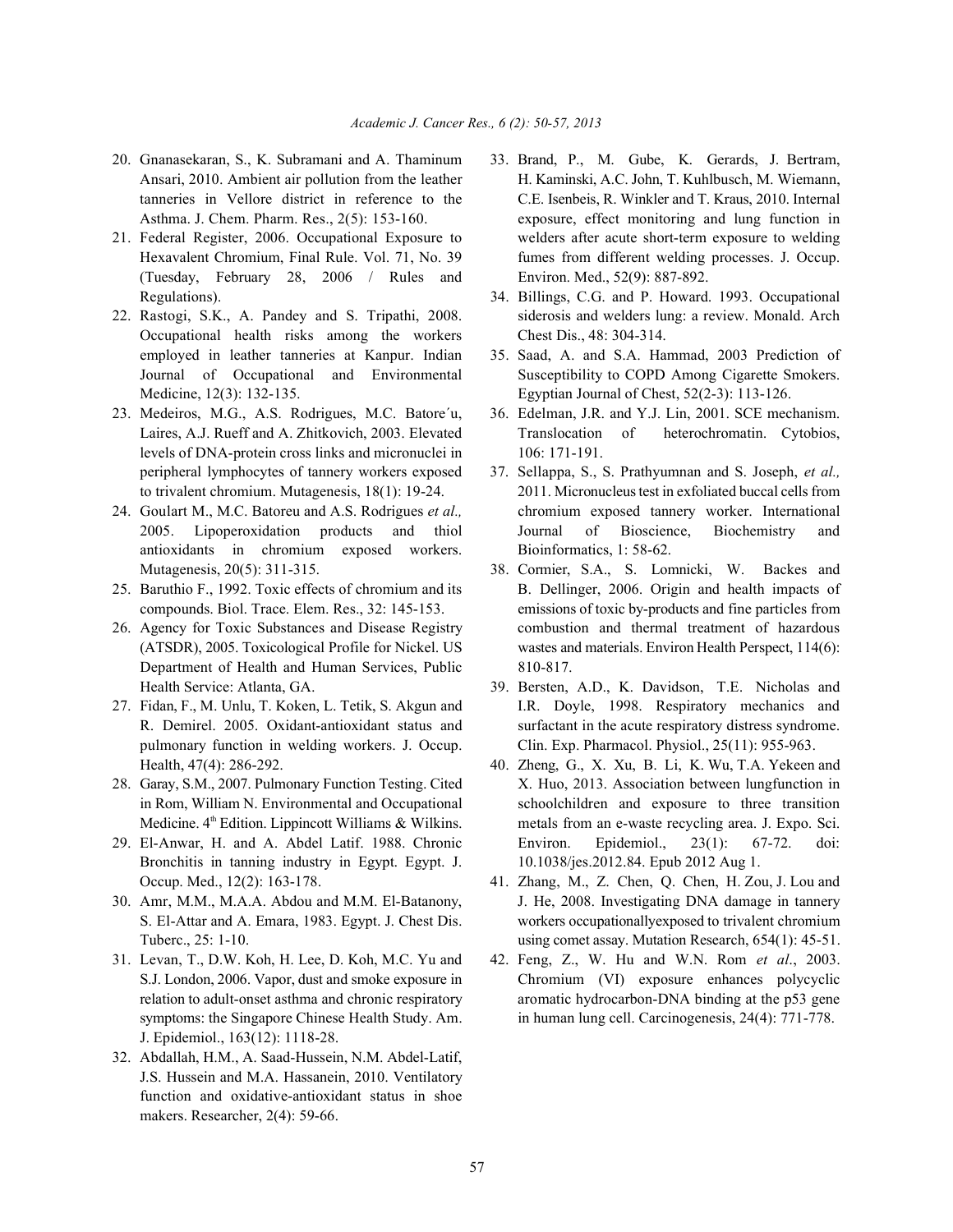20. Gnanasekaran, S., K. Subramani and A. Thaminum Ansari, 2010. Ambient air pollution from the leather tanneries in Vellore district in reference to the Asthma. J. Chem. Pharm. Res., 2(5): 153-160.
21. Federal Register, 2006. Occupational Exposure to Hexavalent Chromium, Final Rule. Vol. 71, No. 39 (Tuesday, February 28, 2006 / Rules and Regulations).
22. Rastogi, S.K., A. Pandey and S. Tripathi, 2008. Occupational health risks among the workers employed in leather tanneries at Kanpur. Indian Journal of Occupational and Environmental Medicine, 12(3): 132-135.
23. Medeiros, M.G., A.S. Rodrigues, M.C. Batore´u, Laires, A.J. Rueff and A. Zhitkovich, 2003. Elevated levels of DNA-protein cross links and micronuclei in peripheral lymphocytes of tannery workers exposed to trivalent chromium. Mutagenesis, 18(1): 19-24.
24. Goulart M., M.C. Batoreu and A.S. Rodrigues *et al.,* 2005. Lipoperoxidation products and thiol antioxidants in chromium exposed workers. Mutagenesis, 20(5): 311-315.
25. Baruthio F., 1992. Toxic effects of chromium and its compounds. Biol. Trace. Elem. Res., 32: 145-153.
26. Agency for Toxic Substances and Disease Registry (ATSDR), 2005. Toxicological Profile for Nickel. US Department of Health and Human Services, Public Health Service: Atlanta, GA.
27. Fidan, F., M. Unlu, T. Koken, L. Tetik, S. Akgun and R. Demirel. 2005. Oxidant-antioxidant status and pulmonary function in welding workers. J. Occup. Health, 47(4): 286-292.
28. Garay, S.M., 2007. Pulmonary Function Testing. Cited in Rom, William N. Environmental and Occupational Medicine. 4th Edition. Lippincott Williams & Wilkins.
29. El-Anwar, H. and A. Abdel Latif. 1988. Chronic Bronchitis in tanning industry in Egypt. Egypt. J. Occup. Med., 12(2): 163-178.
30. Amr, M.M., M.A.A. Abdou and M.M. El-Batanony, S. El-Attar and A. Emara, 1983. Egypt. J. Chest Dis. Tuberc., 25: 1-10.
31. Levan, T., D.W. Koh, H. Lee, D. Koh, M.C. Yu and S.J. London, 2006. Vapor, dust and smoke exposure in relation to adult-onset asthma and chronic respiratory symptoms: the Singapore Chinese Health Study. Am. J. Epidemiol., 163(12): 1118-28.
32. Abdallah, H.M., A. Saad-Hussein, N.M. Abdel-Latif, J.S. Hussein and M.A. Hassanein, 2010. Ventilatory function and oxidative-antioxidant status in shoe makers. Researcher, 2(4): 59-66.
33. Brand, P., M. Gube, K. Gerards, J. Bertram, H. Kaminski, A.C. John, T. Kuhlbusch, M. Wiemann, C.E. Isenbeis, R. Winkler and T. Kraus, 2010. Internal exposure, effect monitoring and lung function in welders after acute short-term exposure to welding fumes from different welding processes. J. Occup. Environ. Med., 52(9): 887-892.
34. Billings, C.G. and P. Howard. 1993. Occupational siderosis and welders lung: a review. Monald. Arch Chest Dis., 48: 304-314.
35. Saad, A. and S.A. Hammad, 2003 Prediction of Susceptibility to COPD Among Cigarette Smokers. Egyptian Journal of Chest, 52(2-3): 113-126.
36. Edelman, J.R. and Y.J. Lin, 2001. SCE mechanism. Translocation of heterochromatin. Cytobios, 106: 171-191.
37. Sellappa, S., S. Prathyumnan and S. Joseph, *et al.,* 2011. Micronucleus test in exfoliated buccal cells from chromium exposed tannery worker. International Journal of Bioscience, Biochemistry and Bioinformatics, 1: 58-62.
38. Cormier, S.A., S. Lomnicki, W. Backes and B. Dellinger, 2006. Origin and health impacts of emissions of toxic by-products and fine particles from combustion and thermal treatment of hazardous wastes and materials. Environ Health Perspect, 114(6): 810-817.
39. Bersten, A.D., K. Davidson, T.E. Nicholas and I.R. Doyle, 1998. Respiratory mechanics and surfactant in the acute respiratory distress syndrome. Clin. Exp. Pharmacol. Physiol., 25(11): 955-963.
40. Zheng, G., X. Xu, B. Li, K. Wu, T.A. Yekeen and X. Huo, 2013. Association between lungfunction in schoolchildren and exposure to three transition metals from an e-waste recycling area. J. Expo. Sci. Environ. Epidemiol., 23(1): 67-72. doi: 10.1038/jes.2012.84. Epub 2012 Aug 1.
41. Zhang, M., Z. Chen, Q. Chen, H. Zou, J. Lou and J. He, 2008. Investigating DNA damage in tannery workers occupationallyexposed to trivalent chromium using comet assay. Mutation Research, 654(1): 45-51.
42. Feng, Z., W. Hu and W.N. Rom *et al*., 2003. Chromium (VI) exposure enhances polycyclic aromatic hydrocarbon-DNA binding at the p53 gene in human lung cell. Carcinogenesis, 24(4): 771-778.